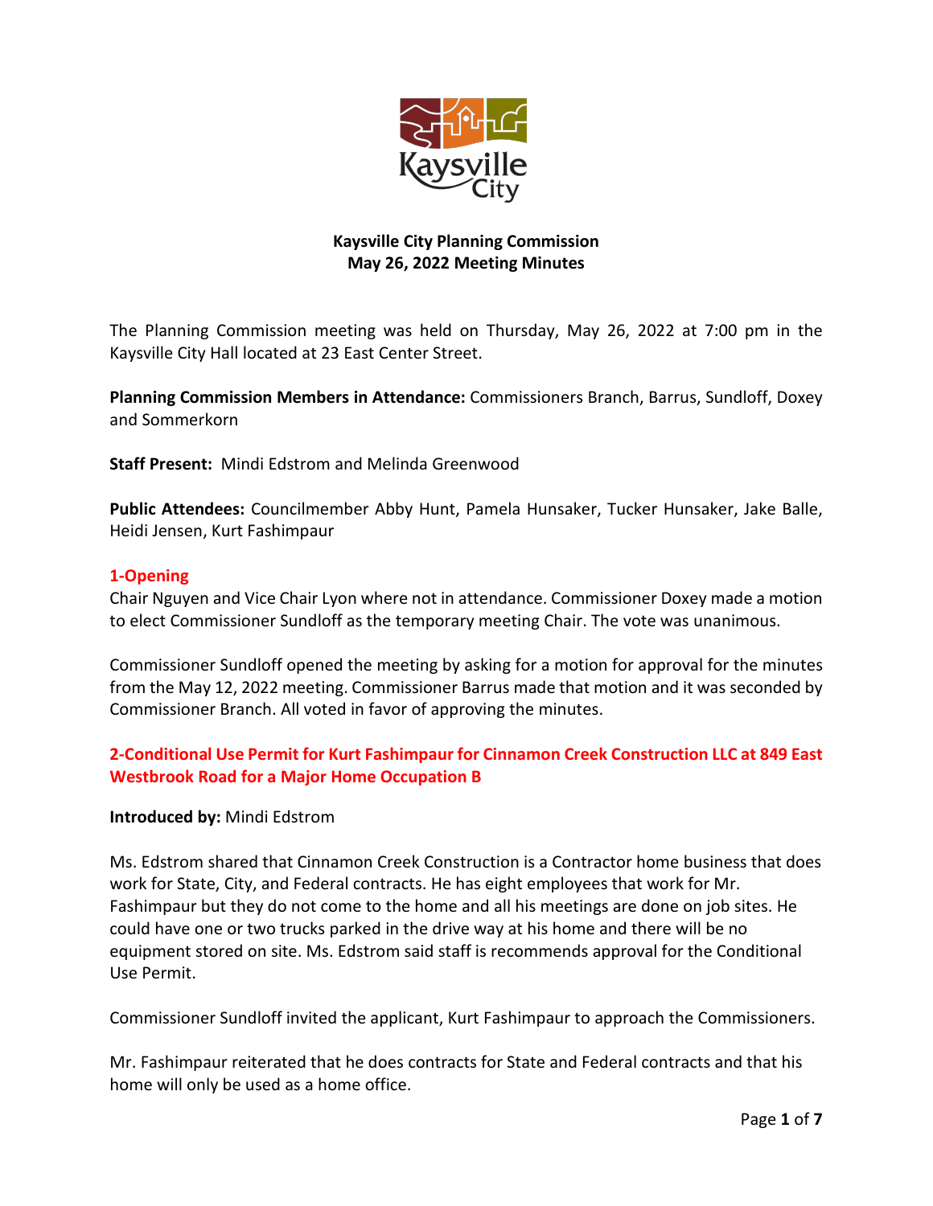# Kaysville City Planning Commission
## May 26, 2022 Meeting Minutes

The Planning Commission meeting was held on Thursday, May 26, 2022 at 7:00 pm in the Kaysville City Hall located at 23 East Center Street.

**Planning Commission Members in Attendance:** Commissioners Branch, Barrus, Sundloff, Doxey and Sommerkorn

**Staff Present:** Mindi Edstrom and Melinda Greenwood

**Public Attendees:** Councilmember Abby Hunt, Pamela Hunsaker, Tucker Hunsaker, Jake Balle, Heidi Jensen, Kurt Fashimpaur

### 1-Opening

Chair Nguyen and Vice Chair Lyon where not in attendance. Commissioner Doxey made a motion to elect Commissioner Sundloff as the temporary meeting Chair. The vote was unanimous.

Commissioner Sundloff opened the meeting by asking for a motion for approval for the minutes from the May 12, 2022 meeting. Commissioner Barrus made that motion and it was seconded by Commissioner Branch. All voted in favor of approving the minutes.

### 2-Conditional Use Permit for Kurt Fashimpaur for Cinnamon Creek Construction LLC at 849 East Westbrook Road for a Major Home Occupation B

**Introduced by:** Mindi Edstrom

Ms. Edstrom shared that Cinnamon Creek Construction is a Contractor home business that does work for State, City, and Federal contracts. He has eight employees that work for Mr. Fashimpaur but they do not come to the home and all his meetings are done on job sites. He could have one or two trucks parked in the drive way at his home and there will be no equipment stored on site. Ms. Edstrom said staff is recommends approval for the Conditional Use Permit.

Commissioner Sundloff invited the applicant, Kurt Fashimpaur to approach the Commissioners.

Mr. Fashimpaur reiterated that he does contracts for State and Federal contracts and that his home will only be used as a home office.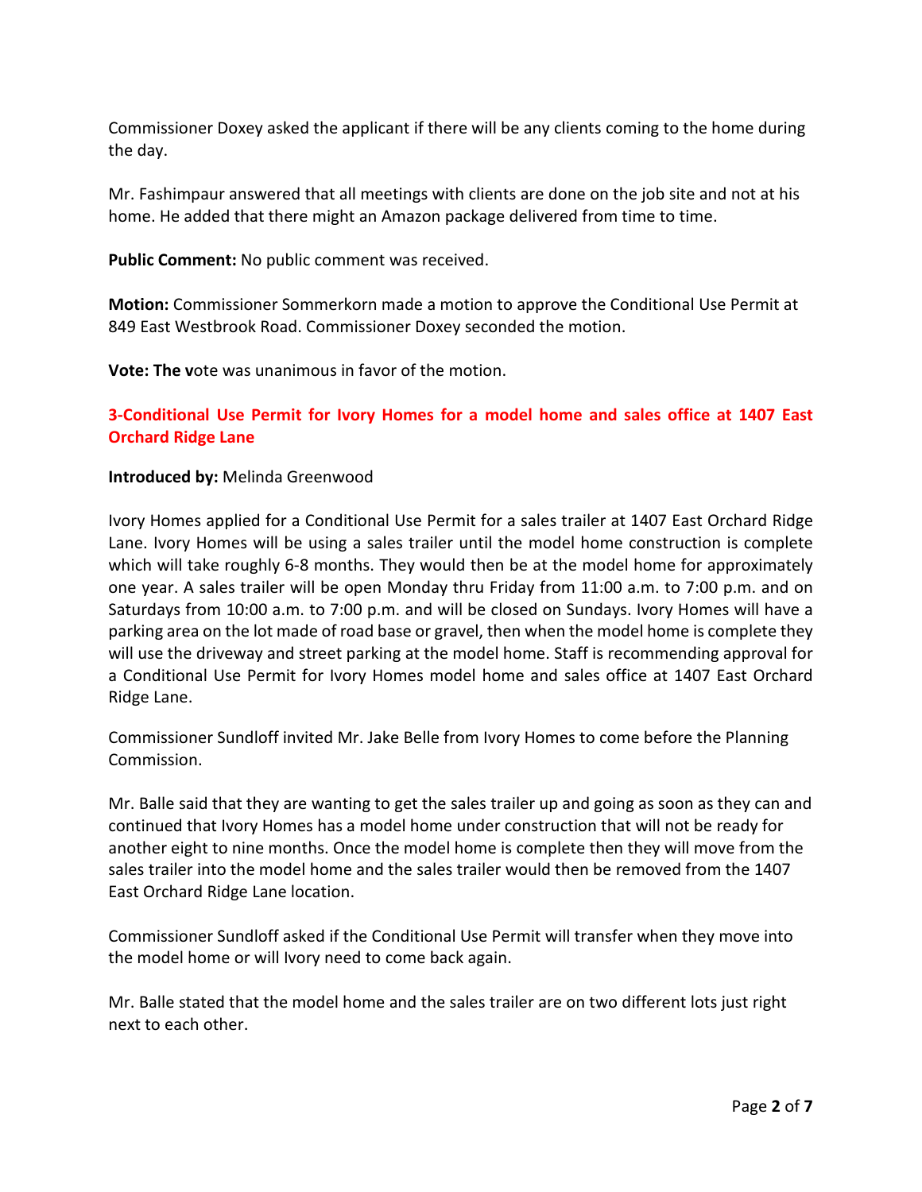Commissioner Doxey asked the applicant if there will be any clients coming to the home during the day.

Mr. Fashimpaur answered that all meetings with clients are done on the job site and not at his home. He added that there might an Amazon package delivered from time to time.

**Public Comment:** No public comment was received.

**Motion:** Commissioner Sommerkorn made a motion to approve the Conditional Use Permit at 849 East Westbrook Road. Commissioner Doxey seconded the motion.

**Vote: The v**ote was unanimous in favor of the motion.

### 3-Conditional Use Permit for Ivory Homes for a model home and sales office at 1407 East Orchard Ridge Lane

**Introduced by:** Melinda Greenwood

Ivory Homes applied for a Conditional Use Permit for a sales trailer at 1407 East Orchard Ridge Lane. Ivory Homes will be using a sales trailer until the model home construction is complete which will take roughly 6-8 months. They would then be at the model home for approximately one year. A sales trailer will be open Monday thru Friday from 11:00 a.m. to 7:00 p.m. and on Saturdays from 10:00 a.m. to 7:00 p.m. and will be closed on Sundays. Ivory Homes will have a parking area on the lot made of road base or gravel, then when the model home is complete they will use the driveway and street parking at the model home. Staff is recommending approval for a Conditional Use Permit for Ivory Homes model home and sales office at 1407 East Orchard Ridge Lane.

Commissioner Sundloff invited Mr. Jake Belle from Ivory Homes to come before the Planning Commission.

Mr. Balle said that they are wanting to get the sales trailer up and going as soon as they can and continued that Ivory Homes has a model home under construction that will not be ready for another eight to nine months. Once the model home is complete then they will move from the sales trailer into the model home and the sales trailer would then be removed from the 1407 East Orchard Ridge Lane location.

Commissioner Sundloff asked if the Conditional Use Permit will transfer when they move into the model home or will Ivory need to come back again.

Mr. Balle stated that the model home and the sales trailer are on two different lots just right next to each other.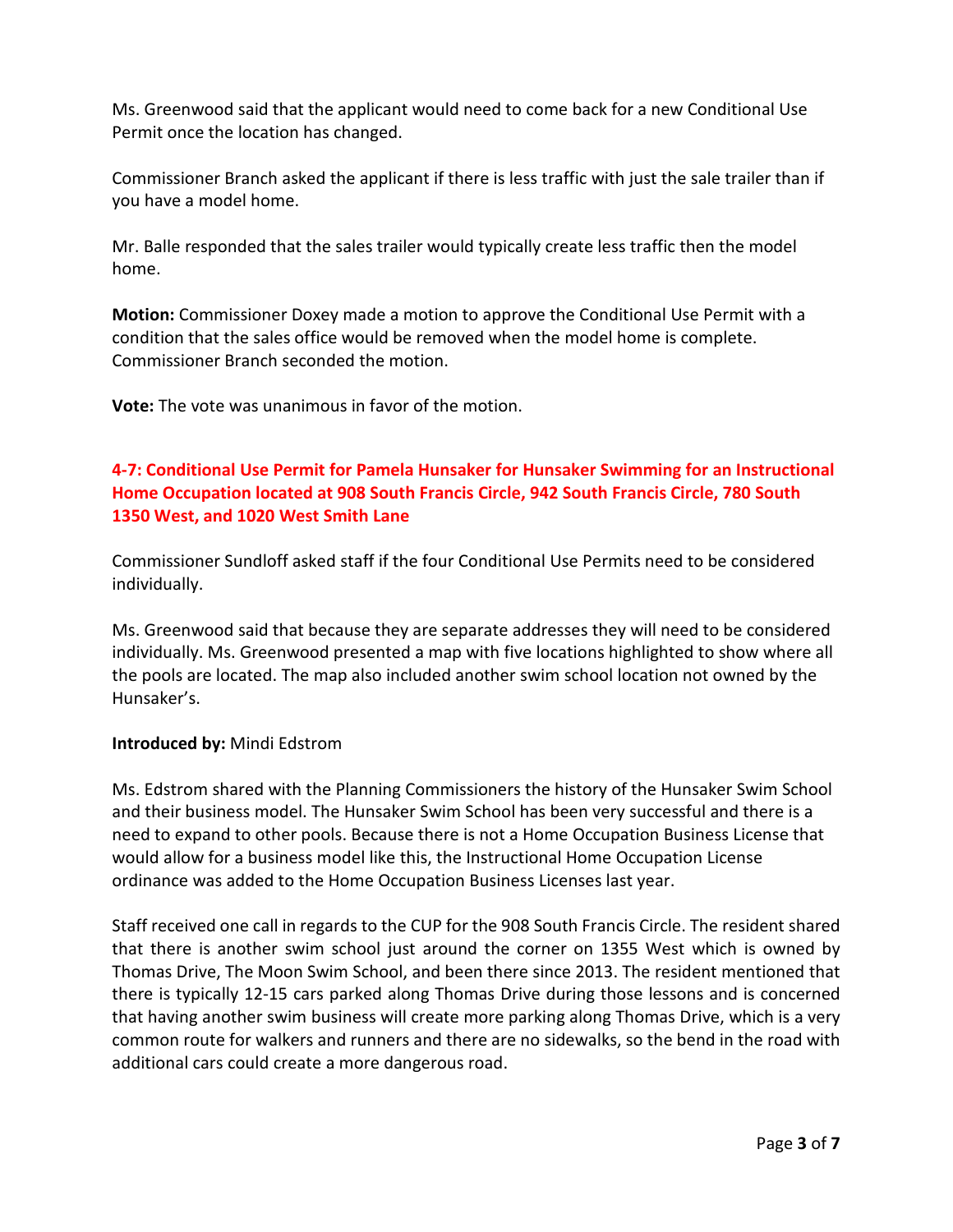Ms. Greenwood said that the applicant would need to come back for a new Conditional Use Permit once the location has changed.

Commissioner Branch asked the applicant if there is less traffic with just the sale trailer than if you have a model home.

Mr. Balle responded that the sales trailer would typically create less traffic then the model home.

**Motion:** Commissioner Doxey made a motion to approve the Conditional Use Permit with a condition that the sales office would be removed when the model home is complete. Commissioner Branch seconded the motion.

**Vote:** The vote was unanimous in favor of the motion.

### 4-7: Conditional Use Permit for Pamela Hunsaker for Hunsaker Swimming for an Instructional Home Occupation located at 908 South Francis Circle, 942 South Francis Circle, 780 South 1350 West, and 1020 West Smith Lane

Commissioner Sundloff asked staff if the four Conditional Use Permits need to be considered individually.

Ms. Greenwood said that because they are separate addresses they will need to be considered individually. Ms. Greenwood presented a map with five locations highlighted to show where all the pools are located. The map also included another swim school location not owned by the Hunsaker's.

**Introduced by:** Mindi Edstrom

Ms. Edstrom shared with the Planning Commissioners the history of the Hunsaker Swim School and their business model. The Hunsaker Swim School has been very successful and there is a need to expand to other pools. Because there is not a Home Occupation Business License that would allow for a business model like this, the Instructional Home Occupation License ordinance was added to the Home Occupation Business Licenses last year.

Staff received one call in regards to the CUP for the 908 South Francis Circle. The resident shared that there is another swim school just around the corner on 1355 West which is owned by Thomas Drive, The Moon Swim School, and been there since 2013. The resident mentioned that there is typically 12-15 cars parked along Thomas Drive during those lessons and is concerned that having another swim business will create more parking along Thomas Drive, which is a very common route for walkers and runners and there are no sidewalks, so the bend in the road with additional cars could create a more dangerous road.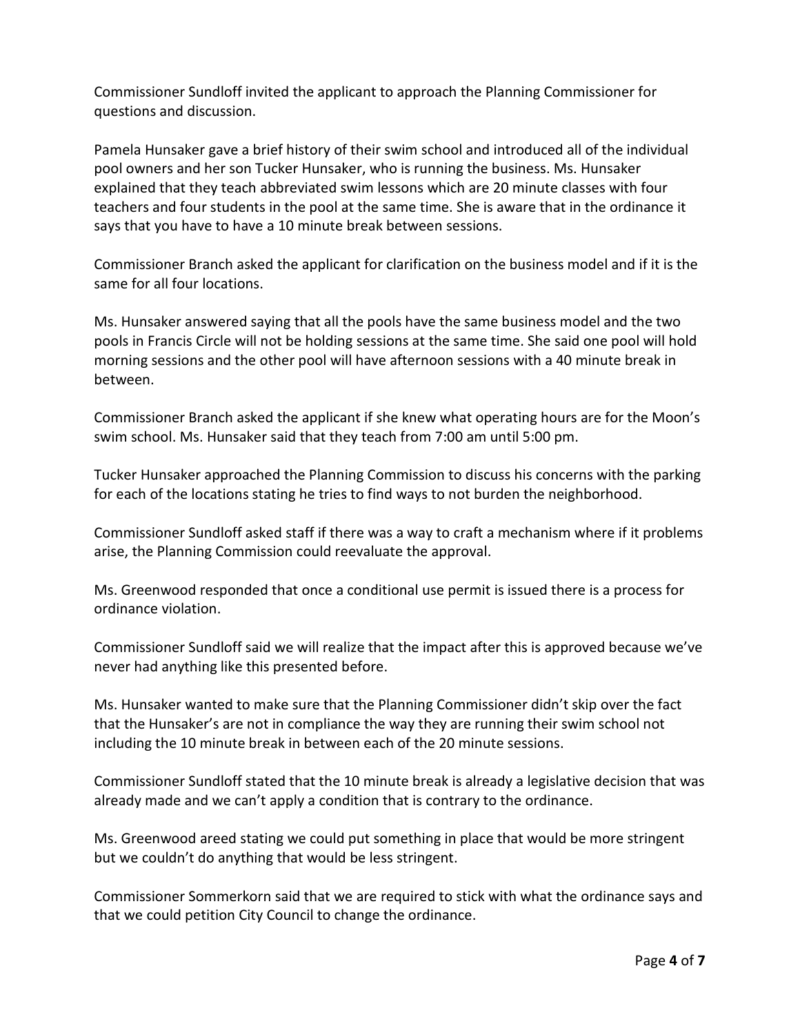Commissioner Sundloff invited the applicant to approach the Planning Commissioner for questions and discussion.

Pamela Hunsaker gave a brief history of their swim school and introduced all of the individual pool owners and her son Tucker Hunsaker, who is running the business. Ms. Hunsaker explained that they teach abbreviated swim lessons which are 20 minute classes with four teachers and four students in the pool at the same time. She is aware that in the ordinance it says that you have to have a 10 minute break between sessions.

Commissioner Branch asked the applicant for clarification on the business model and if it is the same for all four locations.

Ms. Hunsaker answered saying that all the pools have the same business model and the two pools in Francis Circle will not be holding sessions at the same time. She said one pool will hold morning sessions and the other pool will have afternoon sessions with a 40 minute break in between.

Commissioner Branch asked the applicant if she knew what operating hours are for the Moon's swim school. Ms. Hunsaker said that they teach from 7:00 am until 5:00 pm.

Tucker Hunsaker approached the Planning Commission to discuss his concerns with the parking for each of the locations stating he tries to find ways to not burden the neighborhood.

Commissioner Sundloff asked staff if there was a way to craft a mechanism where if it problems arise, the Planning Commission could reevaluate the approval.

Ms. Greenwood responded that once a conditional use permit is issued there is a process for ordinance violation.

Commissioner Sundloff said we will realize that the impact after this is approved because we've never had anything like this presented before.

Ms. Hunsaker wanted to make sure that the Planning Commissioner didn't skip over the fact that the Hunsaker's are not in compliance the way they are running their swim school not including the 10 minute break in between each of the 20 minute sessions.

Commissioner Sundloff stated that the 10 minute break is already a legislative decision that was already made and we can't apply a condition that is contrary to the ordinance.

Ms. Greenwood areed stating we could put something in place that would be more stringent but we couldn't do anything that would be less stringent.

Commissioner Sommerkorn said that we are required to stick with what the ordinance says and that we could petition City Council to change the ordinance.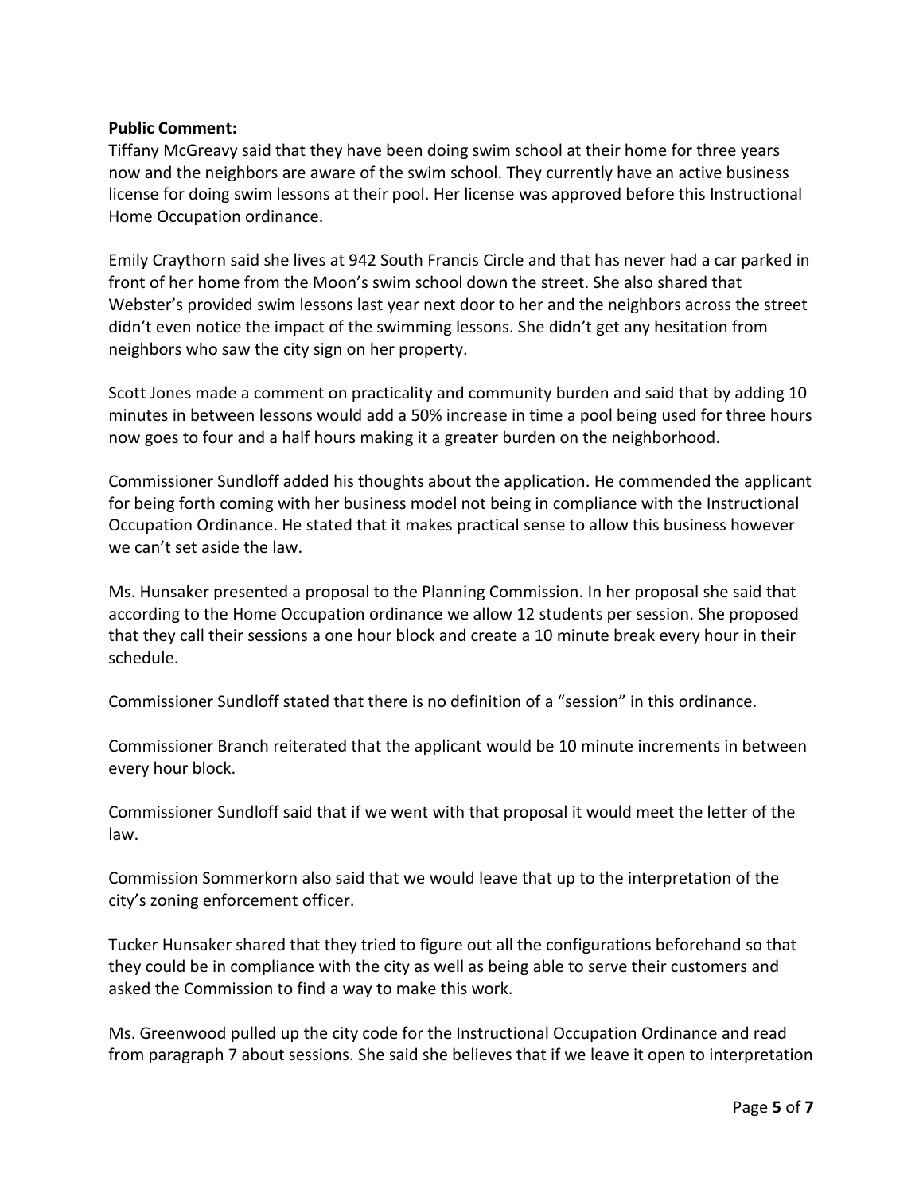**Public Comment:**

Tiffany McGreavy said that they have been doing swim school at their home for three years now and the neighbors are aware of the swim school. They currently have an active business license for doing swim lessons at their pool. Her license was approved before this Instructional Home Occupation ordinance.

Emily Craythorn said she lives at 942 South Francis Circle and that has never had a car parked in front of her home from the Moon's swim school down the street. She also shared that Webster's provided swim lessons last year next door to her and the neighbors across the street didn't even notice the impact of the swimming lessons. She didn't get any hesitation from neighbors who saw the city sign on her property.

Scott Jones made a comment on practicality and community burden and said that by adding 10 minutes in between lessons would add a 50% increase in time a pool being used for three hours now goes to four and a half hours making it a greater burden on the neighborhood.

Commissioner Sundloff added his thoughts about the application. He commended the applicant for being forth coming with her business model not being in compliance with the Instructional Occupation Ordinance. He stated that it makes practical sense to allow this business however we can't set aside the law.

Ms. Hunsaker presented a proposal to the Planning Commission. In her proposal she said that according to the Home Occupation ordinance we allow 12 students per session. She proposed that they call their sessions a one hour block and create a 10 minute break every hour in their schedule.

Commissioner Sundloff stated that there is no definition of a "session" in this ordinance.

Commissioner Branch reiterated that the applicant would be 10 minute increments in between every hour block.

Commissioner Sundloff said that if we went with that proposal it would meet the letter of the law.

Commission Sommerkorn also said that we would leave that up to the interpretation of the city's zoning enforcement officer.

Tucker Hunsaker shared that they tried to figure out all the configurations beforehand so that they could be in compliance with the city as well as being able to serve their customers and asked the Commission to find a way to make this work.

Ms. Greenwood pulled up the city code for the Instructional Occupation Ordinance and read from paragraph 7 about sessions. She said she believes that if we leave it open to interpretation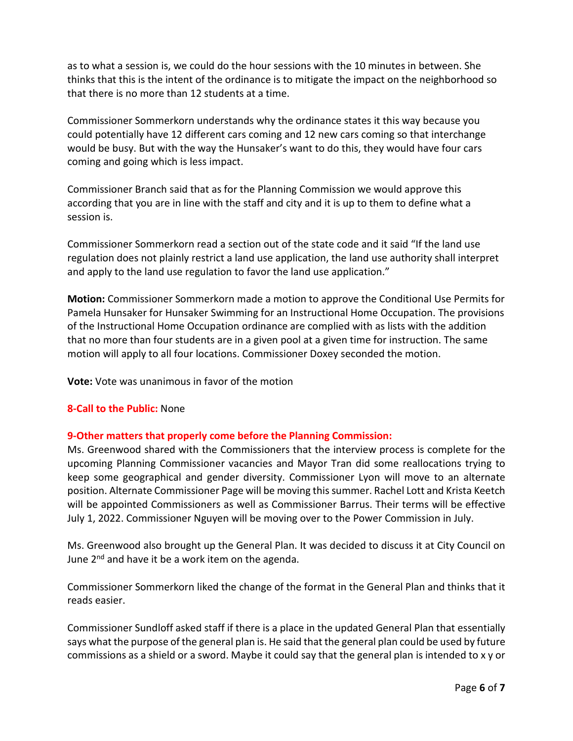as to what a session is, we could do the hour sessions with the 10 minutes in between. She thinks that this is the intent of the ordinance is to mitigate the impact on the neighborhood so that there is no more than 12 students at a time.

Commissioner Sommerkorn understands why the ordinance states it this way because you could potentially have 12 different cars coming and 12 new cars coming so that interchange would be busy. But with the way the Hunsaker's want to do this, they would have four cars coming and going which is less impact.

Commissioner Branch said that as for the Planning Commission we would approve this according that you are in line with the staff and city and it is up to them to define what a session is.

Commissioner Sommerkorn read a section out of the state code and it said "If the land use regulation does not plainly restrict a land use application, the land use authority shall interpret and apply to the land use regulation to favor the land use application."

**Motion:** Commissioner Sommerkorn made a motion to approve the Conditional Use Permits for Pamela Hunsaker for Hunsaker Swimming for an Instructional Home Occupation. The provisions of the Instructional Home Occupation ordinance are complied with as lists with the addition that no more than four students are in a given pool at a given time for instruction. The same motion will apply to all four locations. Commissioner Doxey seconded the motion.

**Vote:** Vote was unanimous in favor of the motion

**8-Call to the Public:** None

**9-Other matters that properly come before the Planning Commission:**

Ms. Greenwood shared with the Commissioners that the interview process is complete for the upcoming Planning Commissioner vacancies and Mayor Tran did some reallocations trying to keep some geographical and gender diversity. Commissioner Lyon will move to an alternate position. Alternate Commissioner Page will be moving this summer. Rachel Lott and Krista Keetch will be appointed Commissioners as well as Commissioner Barrus. Their terms will be effective July 1, 2022. Commissioner Nguyen will be moving over to the Power Commission in July.

Ms. Greenwood also brought up the General Plan. It was decided to discuss it at City Council on June 2nd and have it be a work item on the agenda.

Commissioner Sommerkorn liked the change of the format in the General Plan and thinks that it reads easier.

Commissioner Sundloff asked staff if there is a place in the updated General Plan that essentially says what the purpose of the general plan is. He said that the general plan could be used by future commissions as a shield or a sword. Maybe it could say that the general plan is intended to x y or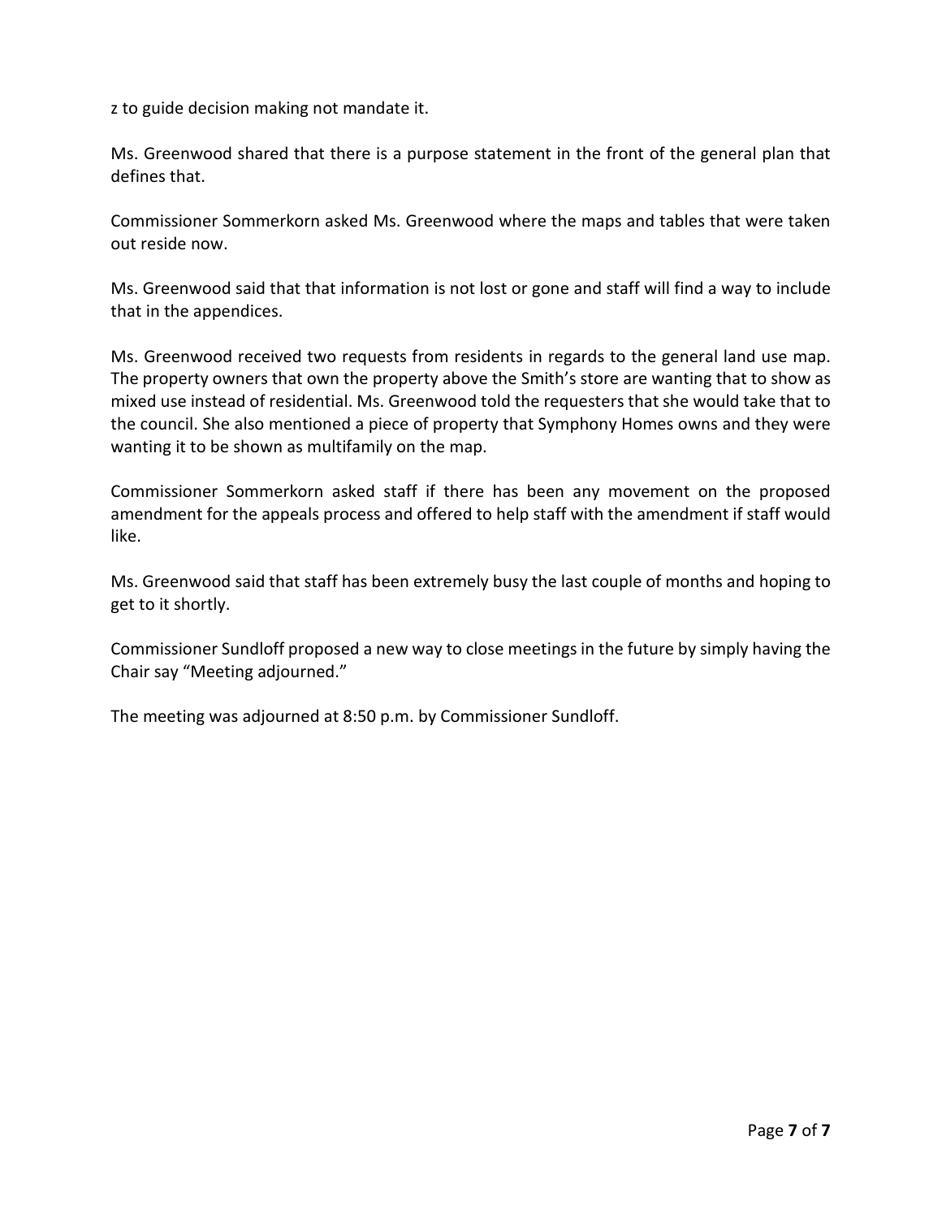z to guide decision making not mandate it.

Ms. Greenwood shared that there is a purpose statement in the front of the general plan that defines that.

Commissioner Sommerkorn asked Ms. Greenwood where the maps and tables that were taken out reside now.

Ms. Greenwood said that that information is not lost or gone and staff will find a way to include that in the appendices.

Ms. Greenwood received two requests from residents in regards to the general land use map. The property owners that own the property above the Smith's store are wanting that to show as mixed use instead of residential. Ms. Greenwood told the requesters that she would take that to the council. She also mentioned a piece of property that Symphony Homes owns and they were wanting it to be shown as multifamily on the map.

Commissioner Sommerkorn asked staff if there has been any movement on the proposed amendment for the appeals process and offered to help staff with the amendment if staff would like.

Ms. Greenwood said that staff has been extremely busy the last couple of months and hoping to get to it shortly.

Commissioner Sundloff proposed a new way to close meetings in the future by simply having the Chair say "Meeting adjourned."

The meeting was adjourned at 8:50 p.m. by Commissioner Sundloff.